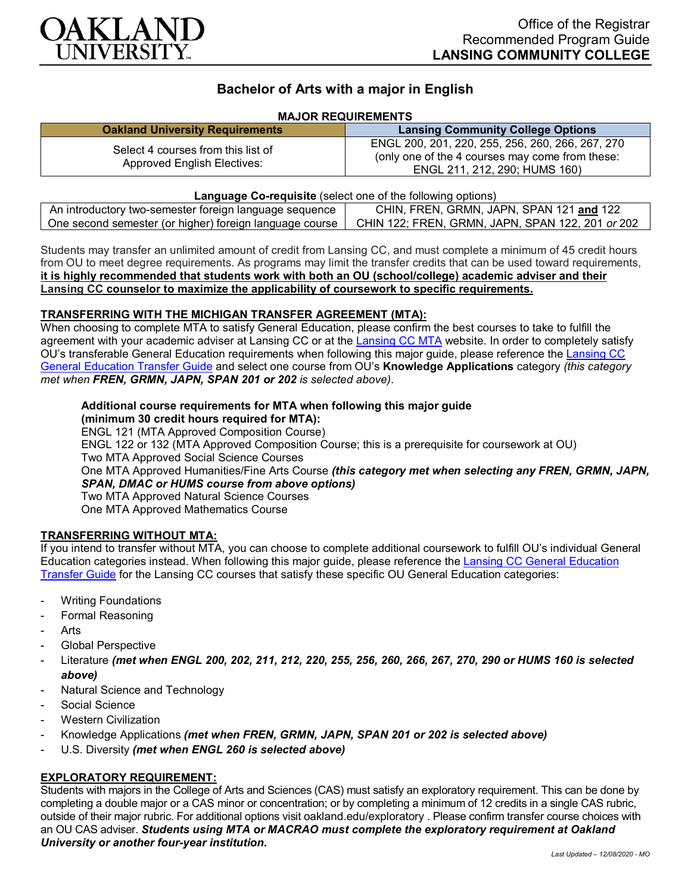OAKLAND UNIVERSITY

Office of the Registrar
Recommended Program Guide
**LANSING COMMUNITY COLLEGE**

# Bachelor of Arts with a major in English

**MAJOR REQUIREMENTS**

| Oakland University Requirements | Lansing Community College Options |
| --- | --- |
| Select 4 courses from this list of Approved English Electives: | ENGL 200, 201, 220, 255, 256, 260, 266, 267, 270 (only one of the 4 courses may come from these: ENGL 211, 212, 290; HUMS 160) |

**Language Co-requisite** (select one of the following options)

| | |
| --- | --- |
| An introductory two-semester foreign language sequence | CHIN, FREN, GRMN, JAPN, SPAN 121 **and** 122 |
| One second semester (or higher) foreign language course | CHIN 122; FREN, GRMN, JAPN, SPAN 122, 201 *or* 202 |

Students may transfer an unlimited amount of credit from Lansing CC, and must complete a minimum of 45 credit hours from OU to meet degree requirements. As programs may limit the transfer credits that can be used toward requirements, **it is highly recommended that students work with both an OU (school/college) academic adviser and their Lansing CC counselor to maximize the applicability of coursework to specific requirements.**

**TRANSFERRING WITH THE MICHIGAN TRANSFER AGREEMENT (MTA):**

When choosing to complete MTA to satisfy General Education, please confirm the best courses to take to fulfill the agreement with your academic adviser at Lansing CC or at the Lansing CC MTA website. In order to completely satisfy OU's transferable General Education requirements when following this major guide, please reference the Lansing CC General Education Transfer Guide and select one course from OU's **Knowledge Applications** category *(this category met when **FREN, GRMN, JAPN, SPAN 201 or 202** is selected above)*.

**Additional course requirements for MTA when following this major guide (minimum 30 credit hours required for MTA):**
ENGL 121 (MTA Approved Composition Course)
ENGL 122 or 132 (MTA Approved Composition Course; this is a prerequisite for coursework at OU)
Two MTA Approved Social Science Courses
One MTA Approved Humanities/Fine Arts Course ***(this category met when selecting any FREN, GRMN, JAPN, SPAN, DMAC or HUMS course from above options)***
Two MTA Approved Natural Science Courses
One MTA Approved Mathematics Course

**TRANSFERRING WITHOUT MTA:**

If you intend to transfer without MTA, you can choose to complete additional coursework to fulfill OU's individual General Education categories instead. When following this major guide, please reference the Lansing CC General Education Transfer Guide for the Lansing CC courses that satisfy these specific OU General Education categories:

- Writing Foundations
- Formal Reasoning
- Arts
- Global Perspective
- Literature ***(met when ENGL 200, 202, 211, 212, 220, 255, 256, 260, 266, 267, 270, 290 or HUMS 160 is selected above)***
- Natural Science and Technology
- Social Science
- Western Civilization
- Knowledge Applications ***(met when FREN, GRMN, JAPN, SPAN 201 or 202 is selected above)***
- U.S. Diversity ***(met when ENGL 260 is selected above)***

**EXPLORATORY REQUIREMENT:**

Students with majors in the College of Arts and Sciences (CAS) must satisfy an exploratory requirement. This can be done by completing a double major or a CAS minor or concentration; or by completing a minimum of 12 credits in a single CAS rubric, outside of their major rubric. For additional options visit oakland.edu/exploratory . Please confirm transfer course choices with an OU CAS adviser. ***Students using MTA or MACRAO must complete the exploratory requirement at Oakland University or another four-year institution.***

*Last Updated – 12/08/2020 - MO*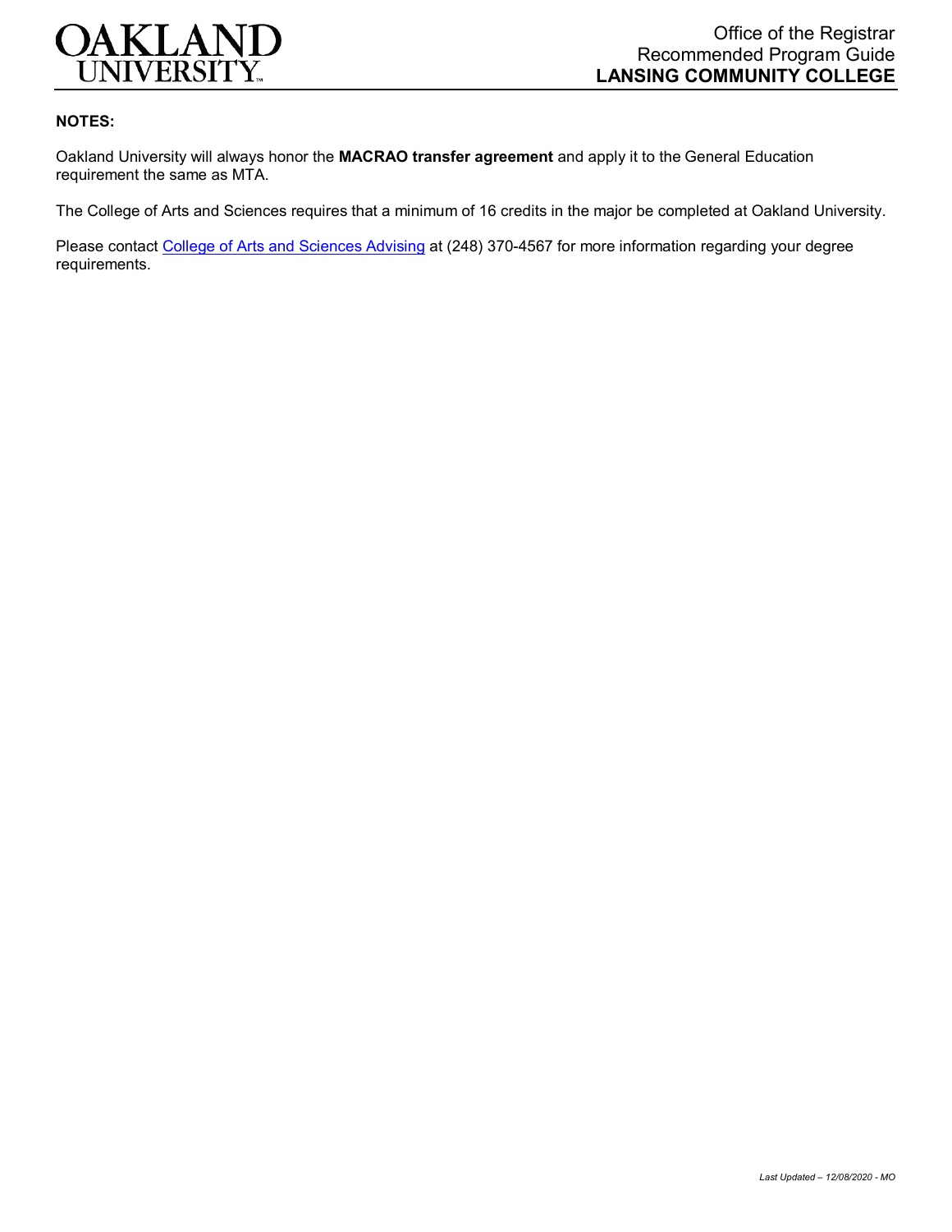**NOTES:**

Oakland University will always honor the **MACRAO transfer agreement** and apply it to the General Education requirement the same as MTA.

The College of Arts and Sciences requires that a minimum of 16 credits in the major be completed at Oakland University.

Please contact College of Arts and Sciences Advising at (248) 370-4567 for more information regarding your degree requirements.

*Last Updated – 12/08/2020 - MO*